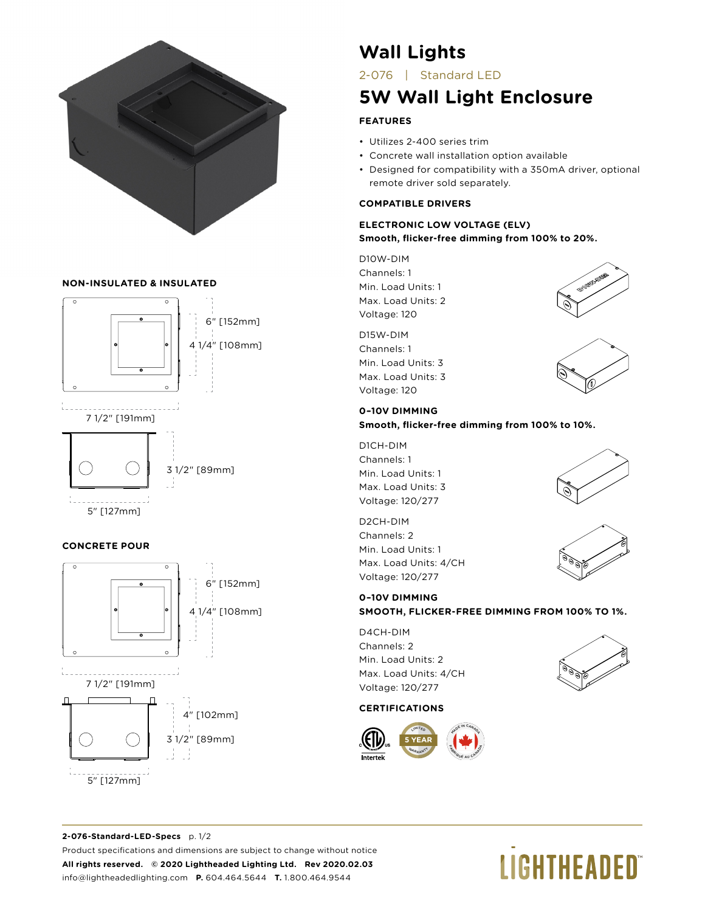# Wall Lights

2-076 | Standard LED

## 5W Wall Light Enclosure

### FEATURES

- Utilizes 2-400 series trim
- Concrete wall installation option available
- Designed for compatibility with a 350mA driver, optional remote driver sold separately.

### NON-INSULATED & INSULATED

6" [152mm]
4 1/4" [108mm]
7 1/2" [191mm]
3 1/2" [89mm]
5" [127mm]

### CONCRETE POUR

6" [152mm]
4 1/4" [108mm]
7 1/2" [191mm]
4" [102mm]
3 1/2" [89mm]
5" [127mm]

### COMPATIBLE DRIVERS

**ELECTRONIC LOW VOLTAGE (ELV)**
**Smooth, flicker-free dimming from 100% to 20%.**

D10W-DIM
Channels: 1
Min. Load Units: 1
Max. Load Units: 2
Voltage: 120

D15W-DIM
Channels: 1
Min. Load Units: 3
Max. Load Units: 3
Voltage: 120

**0–10V DIMMING**
**Smooth, flicker-free dimming from 100% to 10%.**

D1CH-DIM
Channels: 1
Min. Load Units: 1
Max. Load Units: 3
Voltage: 120/277

D2CH-DIM
Channels: 2
Min. Load Units: 1
Max. Load Units: 4/CH
Voltage: 120/277

**0–10V DIMMING**
**SMOOTH, FLICKER-FREE DIMMING FROM 100% TO 1%.**

D4CH-DIM
Channels: 2
Min. Load Units: 2
Max. Load Units: 4/CH
Voltage: 120/277

### CERTIFICATIONS

Intertek | 5 YEAR LIMITED WARRANTY | MADE IN CANADA / FABRIQUÉ AU CANADA

**2-076-Standard-LED-Specs** p. 1/2
Product specifications and dimensions are subject to change without notice
**All rights reserved. © 2020 Lighthеaded Lighting Ltd. Rev 2020.02.03**
info@lightheadedlighting.com **P.** 604.464.5644 **T.** 1.800.464.9544

LIGHTHEADED™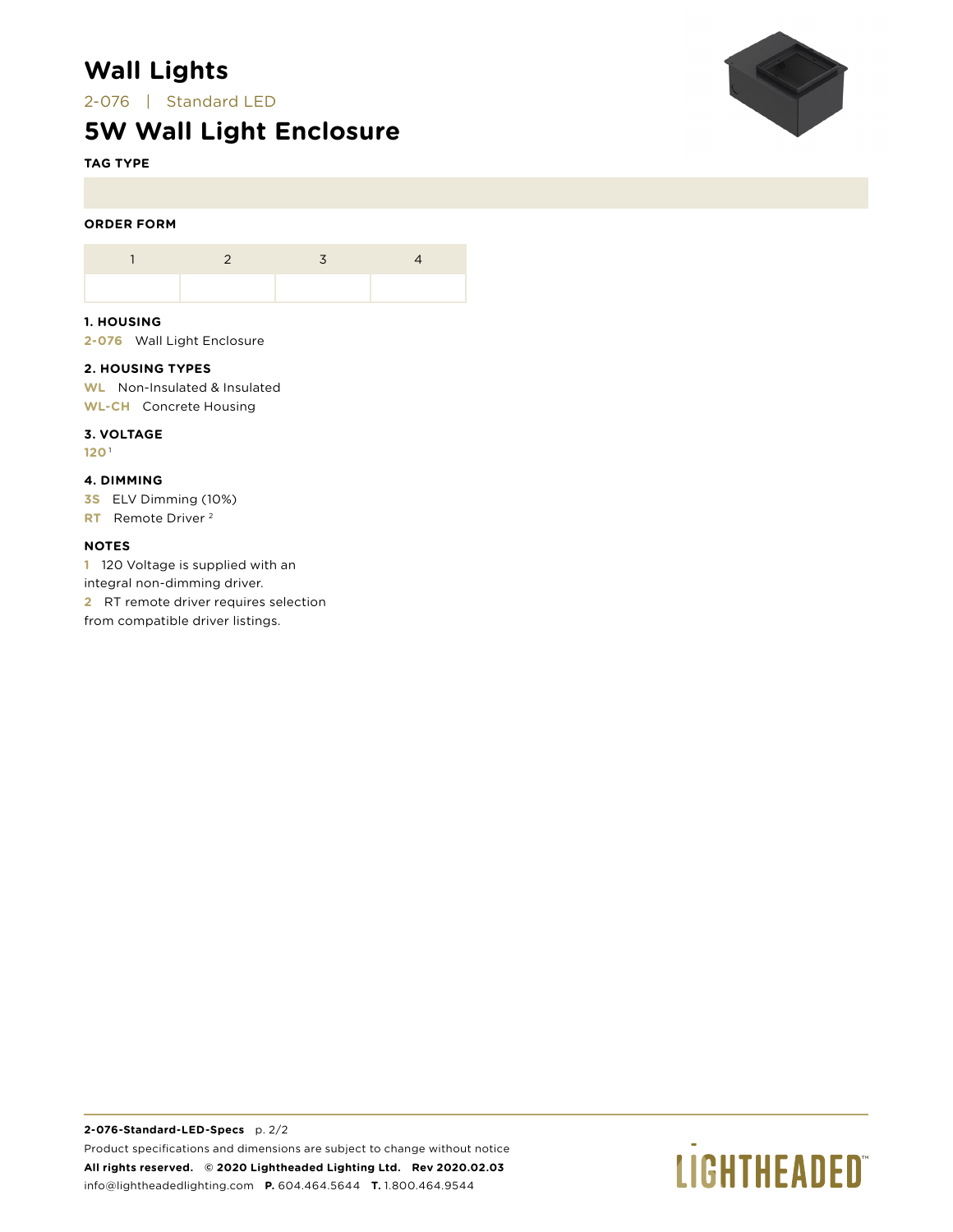# Wall Lights

2-076 | Standard LED

## 5W Wall Light Enclosure

**TAG TYPE**

**ORDER FORM**

| 1 | 2 | 3 | 4 |
|---|---|---|---|
| | | | |

**1. HOUSING**

**2-076** Wall Light Enclosure

**2. HOUSING TYPES**

**WL** Non-Insulated & Insulated

**WL-CH** Concrete Housing

**3. VOLTAGE**

**120** [1]

**4. DIMMING**

**3S** ELV Dimming (10%)

**RT** Remote Driver [2]

**NOTES**

1 120 Voltage is supplied with an integral non-dimming driver.

2 RT remote driver requires selection from compatible driver listings.

**2-076-Standard-LED-Specs**

Product specifications and dimensions are subject to change without notice

**All rights reserved. © 2020 Lightheaded Lighting Ltd. Rev 2020.02.03**

info@lightheadedlighting.com **P.** 604.464.5644 **T.** 1.800.464.9544

LIGHTHEADED™